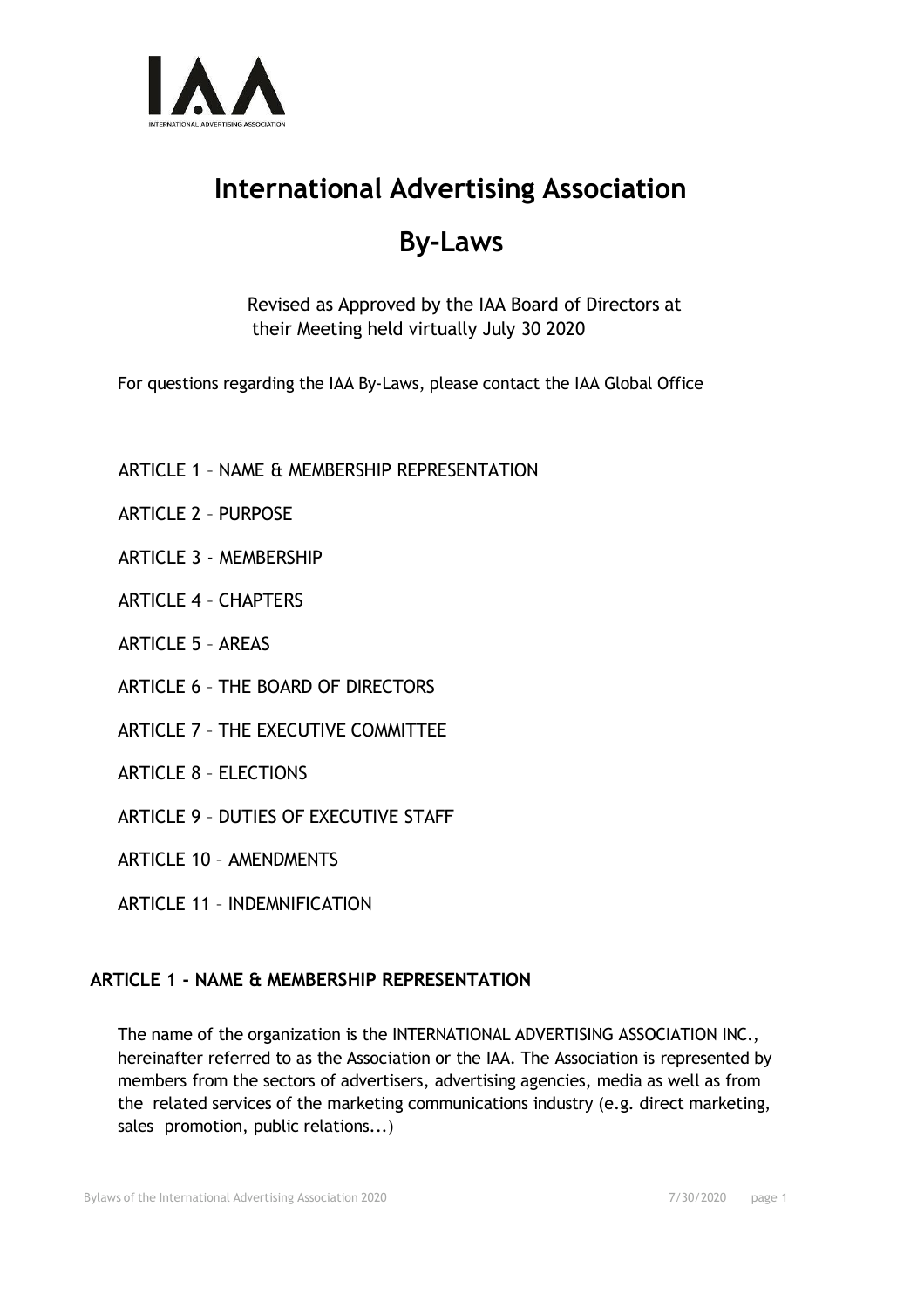# International Advertising Association

# By-Laws

Revised as Approved by the IAA Board of Directors at their Meeting held virtually July 30 2020

For questions regarding the IAA By-Laws, please contact the IAA Global Office

ARTICLE 1 – NAME & MEMBERSHIP REPRESENTATION

ARTICLE 2 – PURPOSE

ARTICLE 3 - MEMBERSHIP

ARTICLE 4 – CHAPTERS

ARTICLE 5 – AREAS

ARTICLE 6 – THE BOARD OF DIRECTORS

ARTICLE 7 – THE EXECUTIVE COMMITTEE

ARTICLE 8 – ELECTIONS

ARTICLE 9 – DUTIES OF EXECUTIVE STAFF

ARTICLE 10 – AMENDMENTS

ARTICLE 11 – INDEMNIFICATION

## ARTICLE 1 - NAME & MEMBERSHIP REPRESENTATION

The name of the organization is the INTERNATIONAL ADVERTISING ASSOCIATION INC., hereinafter referred to as the Association or the IAA. The Association is represented by members from the sectors of advertisers, advertising agencies, media as well as from the related services of the marketing communications industry (e.g. direct marketing, sales promotion, public relations...)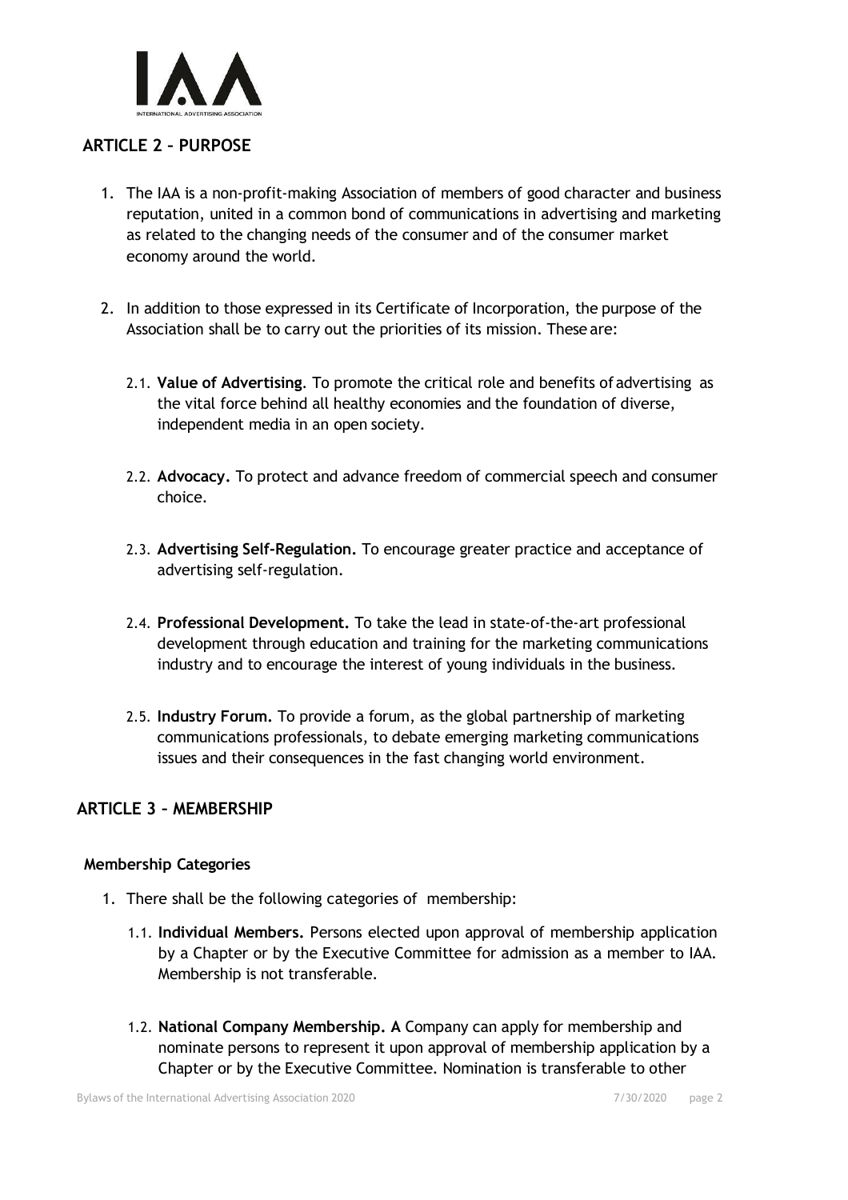## ARTICLE 2 – PURPOSE

1. The IAA is a non-profit-making Association of members of good character and business reputation, united in a common bond of communications in advertising and marketing as related to the changing needs of the consumer and of the consumer market economy around the world.

2. In addition to those expressed in its Certificate of Incorporation, the purpose of the Association shall be to carry out the priorities of its mission. These are:

   2.1. **Value of Advertising**. To promote the critical role and benefits of advertising as the vital force behind all healthy economies and the foundation of diverse, independent media in an open society.

   2.2. **Advocacy.** To protect and advance freedom of commercial speech and consumer choice.

   2.3. **Advertising Self-Regulation.** To encourage greater practice and acceptance of advertising self-regulation.

   2.4. **Professional Development.** To take the lead in state-of-the-art professional development through education and training for the marketing communications industry and to encourage the interest of young individuals in the business.

   2.5. **Industry Forum.** To provide a forum, as the global partnership of marketing communications professionals, to debate emerging marketing communications issues and their consequences in the fast changing world environment.

## ARTICLE 3 – MEMBERSHIP

### Membership Categories

1. There shall be the following categories of membership:

   1.1. **Individual Members.** Persons elected upon approval of membership application by a Chapter or by the Executive Committee for admission as a member to IAA. Membership is not transferable.

   1.2. **National Company Membership. A** Company can apply for membership and nominate persons to represent it upon approval of membership application by a Chapter or by the Executive Committee. Nomination is transferable to other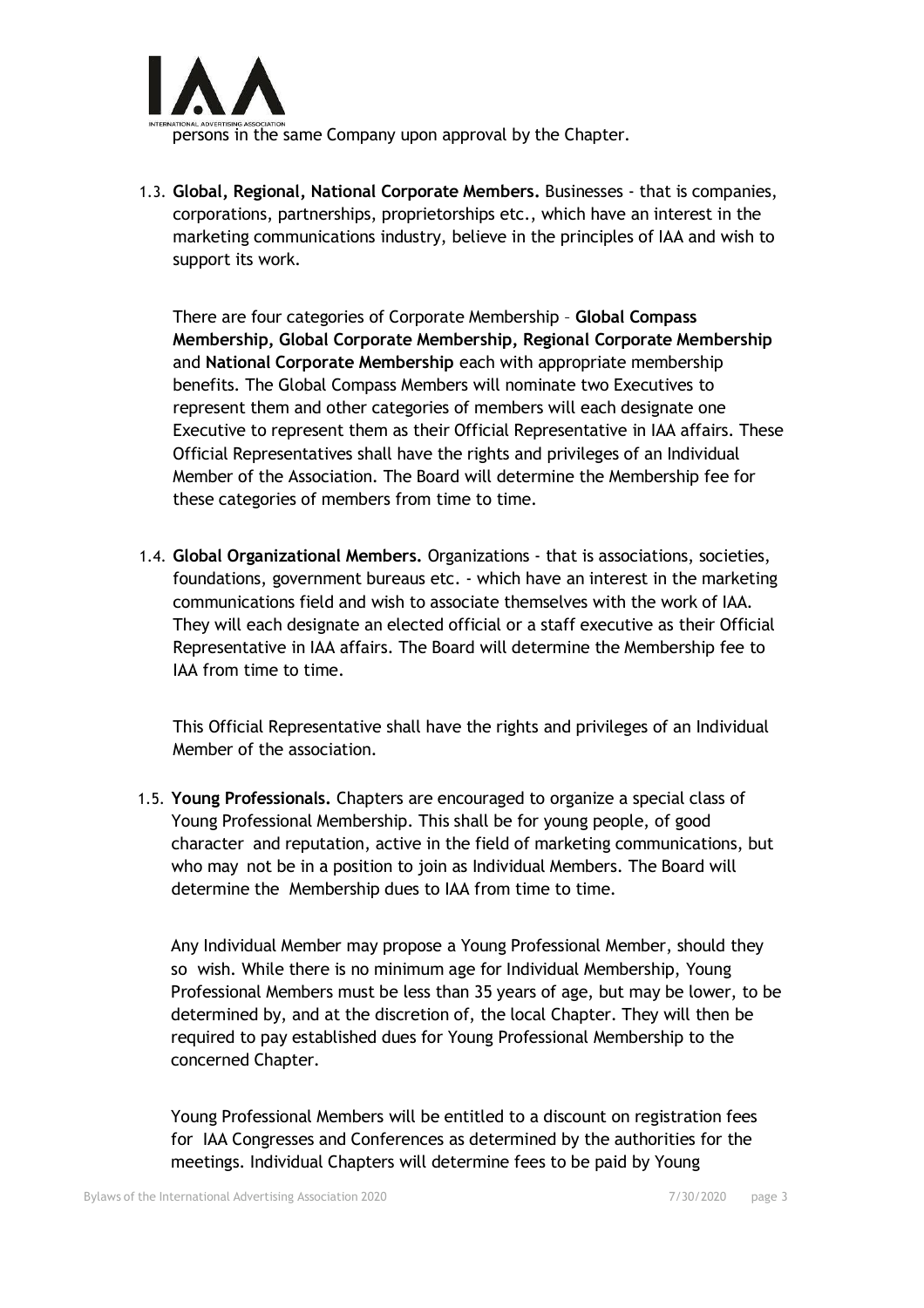persons in the same Company upon approval by the Chapter.

1.3. **Global, Regional, National Corporate Members.** Businesses - that is companies, corporations, partnerships, proprietorships etc., which have an interest in the marketing communications industry, believe in the principles of IAA and wish to support its work.

   There are four categories of Corporate Membership – **Global Compass Membership, Global Corporate Membership, Regional Corporate Membership** and **National Corporate Membership** each with appropriate membership benefits. The Global Compass Members will nominate two Executives to represent them and other categories of members will each designate one Executive to represent them as their Official Representative in IAA affairs. These Official Representatives shall have the rights and privileges of an Individual Member of the Association. The Board will determine the Membership fee for these categories of members from time to time.

1.4. **Global Organizational Members.** Organizations - that is associations, societies, foundations, government bureaus etc. - which have an interest in the marketing communications field and wish to associate themselves with the work of IAA. They will each designate an elected official or a staff executive as their Official Representative in IAA affairs. The Board will determine the Membership fee to IAA from time to time.

   This Official Representative shall have the rights and privileges of an Individual Member of the association.

1.5. **Young Professionals.** Chapters are encouraged to organize a special class of Young Professional Membership. This shall be for young people, of good character and reputation, active in the field of marketing communications, but who may not be in a position to join as Individual Members. The Board will determine the Membership dues to IAA from time to time.

   Any Individual Member may propose a Young Professional Member, should they so wish. While there is no minimum age for Individual Membership, Young Professional Members must be less than 35 years of age, but may be lower, to be determined by, and at the discretion of, the local Chapter. They will then be required to pay established dues for Young Professional Membership to the concerned Chapter.

   Young Professional Members will be entitled to a discount on registration fees for IAA Congresses and Conferences as determined by the authorities for the meetings. Individual Chapters will determine fees to be paid by Young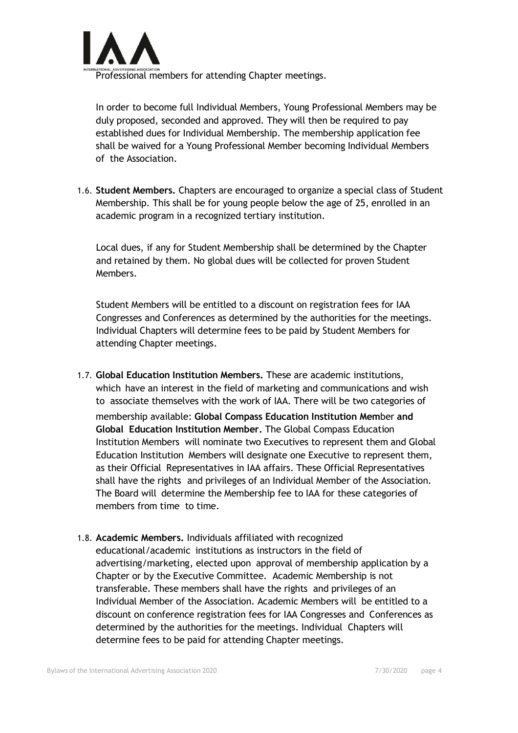Professional members for attending Chapter meetings.

In order to become full Individual Members, Young Professional Members may be duly proposed, seconded and approved. They will then be required to pay established dues for Individual Membership. The membership application fee shall be waived for a Young Professional Member becoming Individual Members of the Association.

1.6. **Student Members.** Chapters are encouraged to organize a special class of Student Membership. This shall be for young people below the age of 25, enrolled in an academic program in a recognized tertiary institution.

   Local dues, if any for Student Membership shall be determined by the Chapter and retained by them. No global dues will be collected for proven Student Members.

   Student Members will be entitled to a discount on registration fees for IAA Congresses and Conferences as determined by the authorities for the meetings. Individual Chapters will determine fees to be paid by Student Members for attending Chapter meetings.

1.7. **Global Education Institution Members.** These are academic institutions, which have an interest in the field of marketing and communications and wish to associate themselves with the work of IAA. There will be two categories of membership available: **Global Compass Education Institution Mem**ber **and Global Education Institution Member.** The Global Compass Education Institution Members will nominate two Executives to represent them and Global Education Institution Members will designate one Executive to represent them, as their Official Representatives in IAA affairs. These Official Representatives shall have the rights and privileges of an Individual Member of the Association. The Board will determine the Membership fee to IAA for these categories of members from time to time.

1.8. **Academic Members.** Individuals affiliated with recognized educational/academic institutions as instructors in the field of advertising/marketing, elected upon approval of membership application by a Chapter or by the Executive Committee. Academic Membership is not transferable. These members shall have the rights and privileges of an Individual Member of the Association. Academic Members will be entitled to a discount on conference registration fees for IAA Congresses and Conferences as determined by the authorities for the meetings. Individual Chapters will determine fees to be paid for attending Chapter meetings.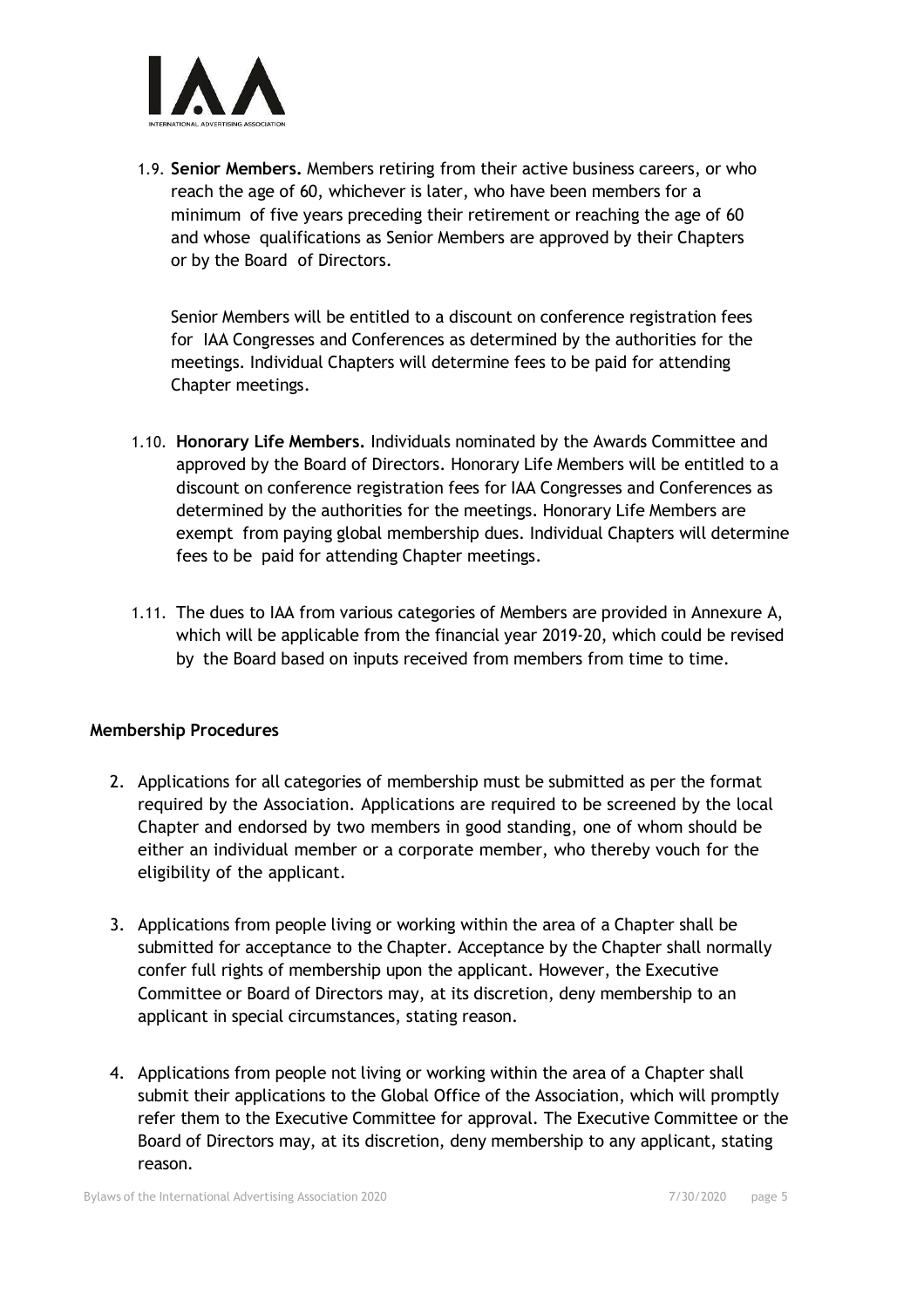1.9. **Senior Members.** Members retiring from their active business careers, or who reach the age of 60, whichever is later, who have been members for a minimum of five years preceding their retirement or reaching the age of 60 and whose qualifications as Senior Members are approved by their Chapters or by the Board of Directors.

Senior Members will be entitled to a discount on conference registration fees for IAA Congresses and Conferences as determined by the authorities for the meetings. Individual Chapters will determine fees to be paid for attending Chapter meetings.

1.10. **Honorary Life Members.** Individuals nominated by the Awards Committee and approved by the Board of Directors. Honorary Life Members will be entitled to a discount on conference registration fees for IAA Congresses and Conferences as determined by the authorities for the meetings. Honorary Life Members are exempt from paying global membership dues. Individual Chapters will determine fees to be paid for attending Chapter meetings.

1.11. The dues to IAA from various categories of Members are provided in Annexure A, which will be applicable from the financial year 2019-20, which could be revised by the Board based on inputs received from members from time to time.

**Membership Procedures**

2. Applications for all categories of membership must be submitted as per the format required by the Association. Applications are required to be screened by the local Chapter and endorsed by two members in good standing, one of whom should be either an individual member or a corporate member, who thereby vouch for the eligibility of the applicant.

3. Applications from people living or working within the area of a Chapter shall be submitted for acceptance to the Chapter. Acceptance by the Chapter shall normally confer full rights of membership upon the applicant. However, the Executive Committee or Board of Directors may, at its discretion, deny membership to an applicant in special circumstances, stating reason.

4. Applications from people not living or working within the area of a Chapter shall submit their applications to the Global Office of the Association, which will promptly refer them to the Executive Committee for approval. The Executive Committee or the Board of Directors may, at its discretion, deny membership to any applicant, stating reason.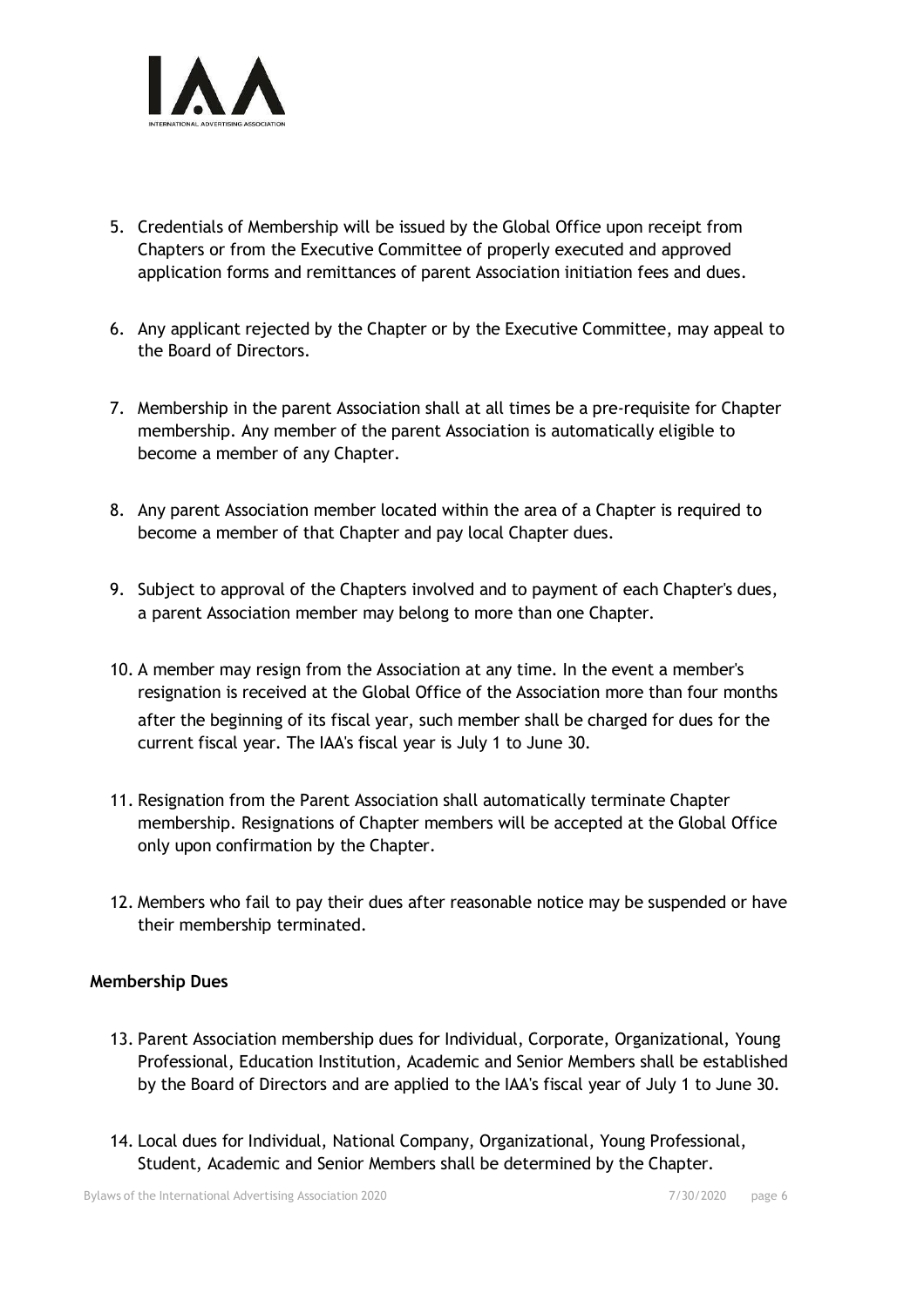5. Credentials of Membership will be issued by the Global Office upon receipt from Chapters or from the Executive Committee of properly executed and approved application forms and remittances of parent Association initiation fees and dues.

6. Any applicant rejected by the Chapter or by the Executive Committee, may appeal to the Board of Directors.

7. Membership in the parent Association shall at all times be a pre-requisite for Chapter membership. Any member of the parent Association is automatically eligible to become a member of any Chapter.

8. Any parent Association member located within the area of a Chapter is required to become a member of that Chapter and pay local Chapter dues.

9. Subject to approval of the Chapters involved and to payment of each Chapter's dues, a parent Association member may belong to more than one Chapter.

10. A member may resign from the Association at any time. In the event a member's resignation is received at the Global Office of the Association more than four months after the beginning of its fiscal year, such member shall be charged for dues for the current fiscal year. The IAA's fiscal year is July 1 to June 30.

11. Resignation from the Parent Association shall automatically terminate Chapter membership. Resignations of Chapter members will be accepted at the Global Office only upon confirmation by the Chapter.

12. Members who fail to pay their dues after reasonable notice may be suspended or have their membership terminated.

**Membership Dues**

13. Parent Association membership dues for Individual, Corporate, Organizational, Young Professional, Education Institution, Academic and Senior Members shall be established by the Board of Directors and are applied to the IAA's fiscal year of July 1 to June 30.

14. Local dues for Individual, National Company, Organizational, Young Professional, Student, Academic and Senior Members shall be determined by the Chapter.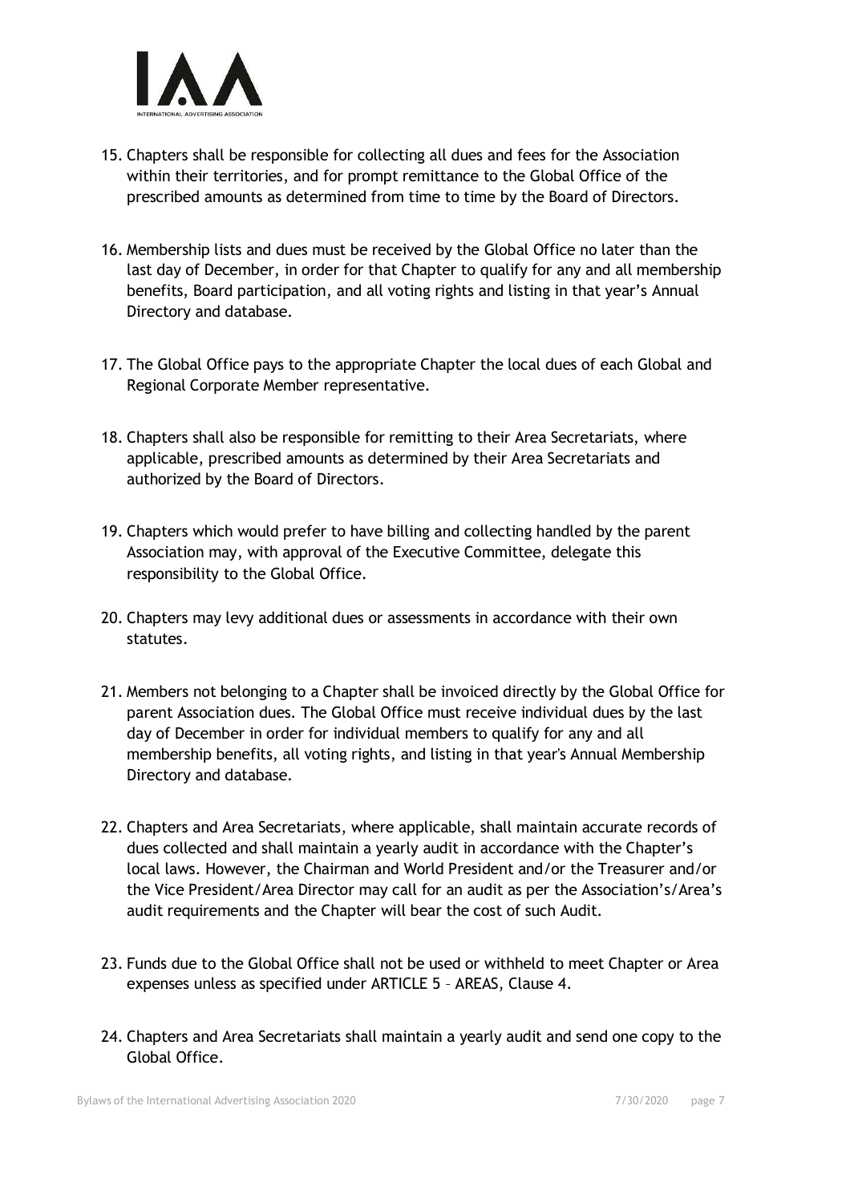15. Chapters shall be responsible for collecting all dues and fees for the Association within their territories, and for prompt remittance to the Global Office of the prescribed amounts as determined from time to time by the Board of Directors.

16. Membership lists and dues must be received by the Global Office no later than the last day of December, in order for that Chapter to qualify for any and all membership benefits, Board participation, and all voting rights and listing in that year's Annual Directory and database.

17. The Global Office pays to the appropriate Chapter the local dues of each Global and Regional Corporate Member representative.

18. Chapters shall also be responsible for remitting to their Area Secretariats, where applicable, prescribed amounts as determined by their Area Secretariats and authorized by the Board of Directors.

19. Chapters which would prefer to have billing and collecting handled by the parent Association may, with approval of the Executive Committee, delegate this responsibility to the Global Office.

20. Chapters may levy additional dues or assessments in accordance with their own statutes.

21. Members not belonging to a Chapter shall be invoiced directly by the Global Office for parent Association dues. The Global Office must receive individual dues by the last day of December in order for individual members to qualify for any and all membership benefits, all voting rights, and listing in that year's Annual Membership Directory and database.

22. Chapters and Area Secretariats, where applicable, shall maintain accurate records of dues collected and shall maintain a yearly audit in accordance with the Chapter's local laws. However, the Chairman and World President and/or the Treasurer and/or the Vice President/Area Director may call for an audit as per the Association's/Area's audit requirements and the Chapter will bear the cost of such Audit.

23. Funds due to the Global Office shall not be used or withheld to meet Chapter or Area expenses unless as specified under ARTICLE 5 – AREAS, Clause 4.

24. Chapters and Area Secretariats shall maintain a yearly audit and send one copy to the Global Office.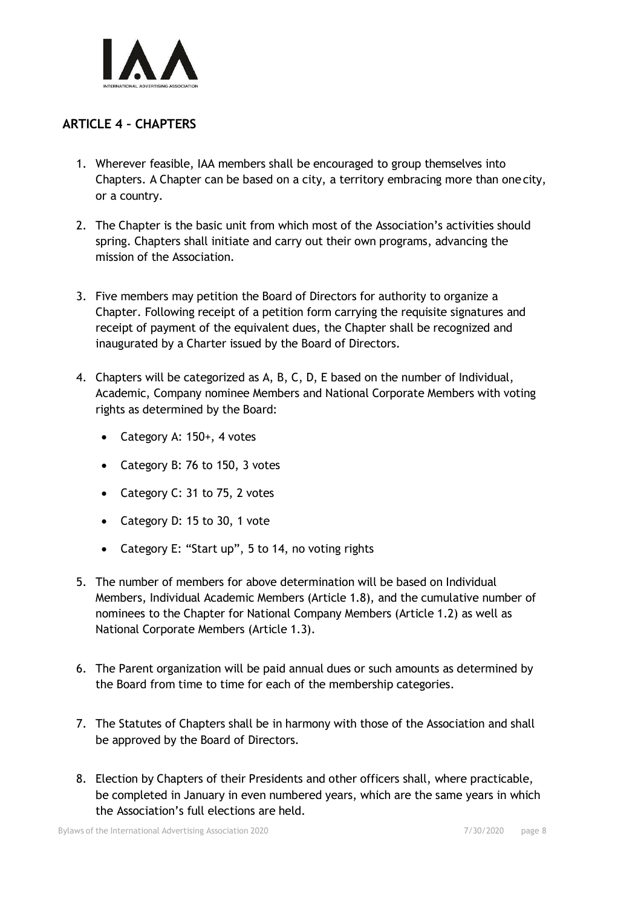## ARTICLE 4 – CHAPTERS

1. Wherever feasible, IAA members shall be encouraged to group themselves into Chapters. A Chapter can be based on a city, a territory embracing more than one city, or a country.

2. The Chapter is the basic unit from which most of the Association's activities should spring. Chapters shall initiate and carry out their own programs, advancing the mission of the Association.

3. Five members may petition the Board of Directors for authority to organize a Chapter. Following receipt of a petition form carrying the requisite signatures and receipt of payment of the equivalent dues, the Chapter shall be recognized and inaugurated by a Charter issued by the Board of Directors.

4. Chapters will be categorized as A, B, C, D, E based on the number of Individual, Academic, Company nominee Members and National Corporate Members with voting rights as determined by the Board:

   - Category A: 150+, 4 votes
   - Category B: 76 to 150, 3 votes
   - Category C: 31 to 75, 2 votes
   - Category D: 15 to 30, 1 vote
   - Category E: "Start up", 5 to 14, no voting rights

5. The number of members for above determination will be based on Individual Members, Individual Academic Members (Article 1.8), and the cumulative number of nominees to the Chapter for National Company Members (Article 1.2) as well as National Corporate Members (Article 1.3).

6. The Parent organization will be paid annual dues or such amounts as determined by the Board from time to time for each of the membership categories.

7. The Statutes of Chapters shall be in harmony with those of the Association and shall be approved by the Board of Directors.

8. Election by Chapters of their Presidents and other officers shall, where practicable, be completed in January in even numbered years, which are the same years in which the Association's full elections are held.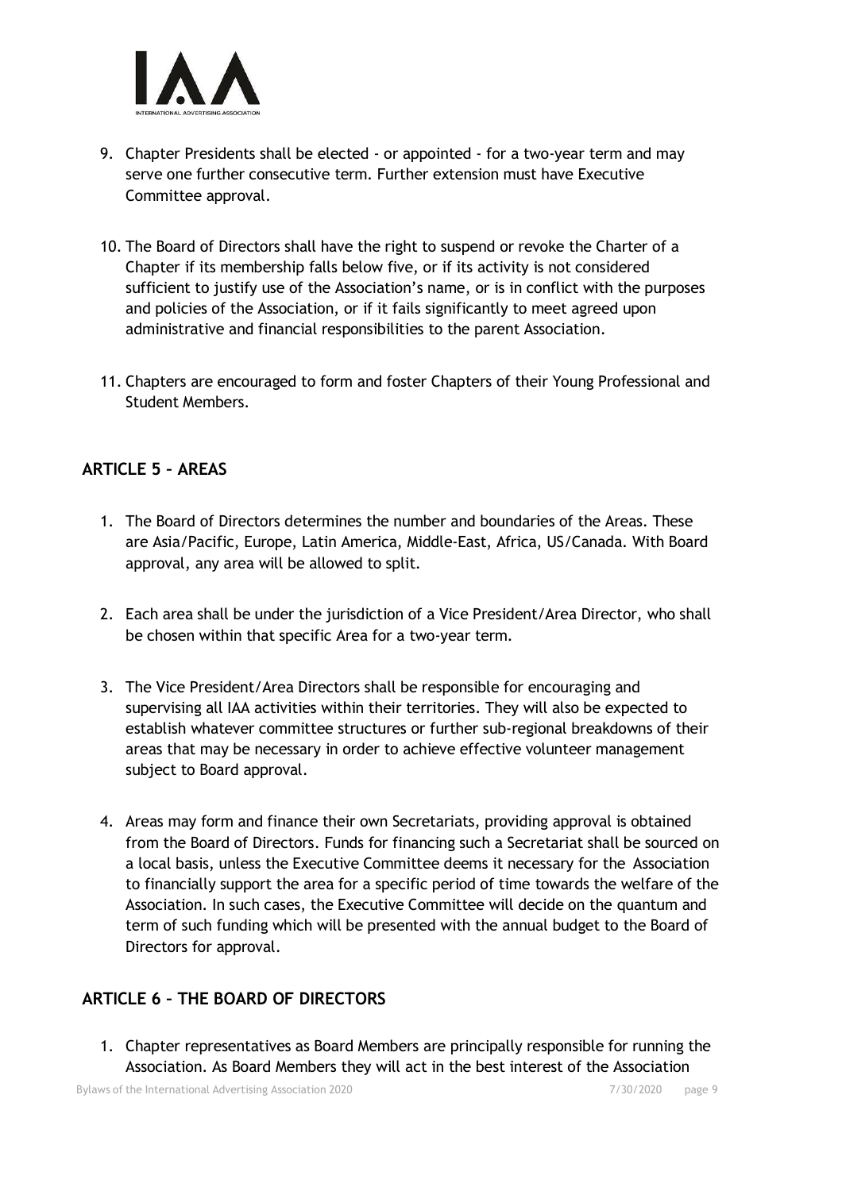9. Chapter Presidents shall be elected - or appointed - for a two-year term and may serve one further consecutive term. Further extension must have Executive Committee approval.

10. The Board of Directors shall have the right to suspend or revoke the Charter of a Chapter if its membership falls below five, or if its activity is not considered sufficient to justify use of the Association's name, or is in conflict with the purposes and policies of the Association, or if it fails significantly to meet agreed upon administrative and financial responsibilities to the parent Association.

11. Chapters are encouraged to form and foster Chapters of their Young Professional and Student Members.

## ARTICLE 5 – AREAS

1. The Board of Directors determines the number and boundaries of the Areas. These are Asia/Pacific, Europe, Latin America, Middle-East, Africa, US/Canada. With Board approval, any area will be allowed to split.

2. Each area shall be under the jurisdiction of a Vice President/Area Director, who shall be chosen within that specific Area for a two-year term.

3. The Vice President/Area Directors shall be responsible for encouraging and supervising all IAA activities within their territories. They will also be expected to establish whatever committee structures or further sub-regional breakdowns of their areas that may be necessary in order to achieve effective volunteer management subject to Board approval.

4. Areas may form and finance their own Secretariats, providing approval is obtained from the Board of Directors. Funds for financing such a Secretariat shall be sourced on a local basis, unless the Executive Committee deems it necessary for the Association to financially support the area for a specific period of time towards the welfare of the Association. In such cases, the Executive Committee will decide on the quantum and term of such funding which will be presented with the annual budget to the Board of Directors for approval.

## ARTICLE 6 – THE BOARD OF DIRECTORS

1. Chapter representatives as Board Members are principally responsible for running the Association. As Board Members they will act in the best interest of the Association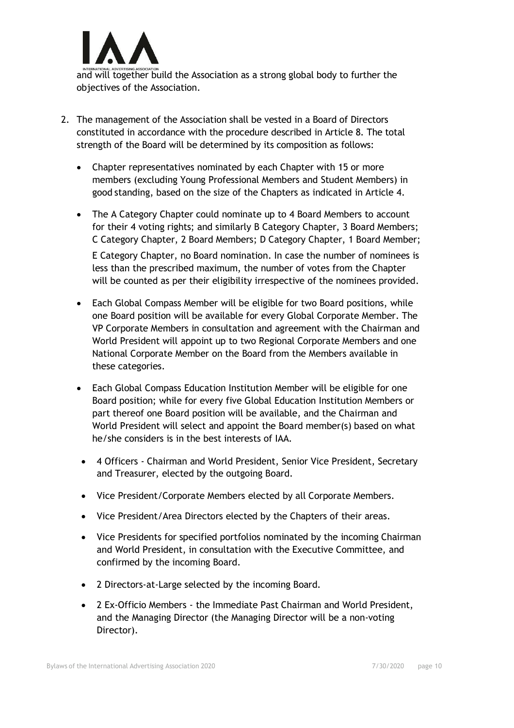and will together build the Association as a strong global body to further the objectives of the Association.

2. The management of the Association shall be vested in a Board of Directors constituted in accordance with the procedure described in Article 8. The total strength of the Board will be determined by its composition as follows:

   - Chapter representatives nominated by each Chapter with 15 or more members (excluding Young Professional Members and Student Members) in good standing, based on the size of the Chapters as indicated in Article 4.
   - The A Category Chapter could nominate up to 4 Board Members to account for their 4 voting rights; and similarly B Category Chapter, 3 Board Members; C Category Chapter, 2 Board Members; D Category Chapter, 1 Board Member; E Category Chapter, no Board nomination. In case the number of nominees is less than the prescribed maximum, the number of votes from the Chapter will be counted as per their eligibility irrespective of the nominees provided.
   - Each Global Compass Member will be eligible for two Board positions, while one Board position will be available for every Global Corporate Member. The VP Corporate Members in consultation and agreement with the Chairman and World President will appoint up to two Regional Corporate Members and one National Corporate Member on the Board from the Members available in these categories.
   - Each Global Compass Education Institution Member will be eligible for one Board position; while for every five Global Education Institution Members or part thereof one Board position will be available, and the Chairman and World President will select and appoint the Board member(s) based on what he/she considers is in the best interests of IAA.
   - 4 Officers - Chairman and World President, Senior Vice President, Secretary and Treasurer, elected by the outgoing Board.
   - Vice President/Corporate Members elected by all Corporate Members.
   - Vice President/Area Directors elected by the Chapters of their areas.
   - Vice Presidents for specified portfolios nominated by the incoming Chairman and World President, in consultation with the Executive Committee, and confirmed by the incoming Board.
   - 2 Directors-at-Large selected by the incoming Board.
   - 2 Ex-Officio Members - the Immediate Past Chairman and World President, and the Managing Director (the Managing Director will be a non-voting Director).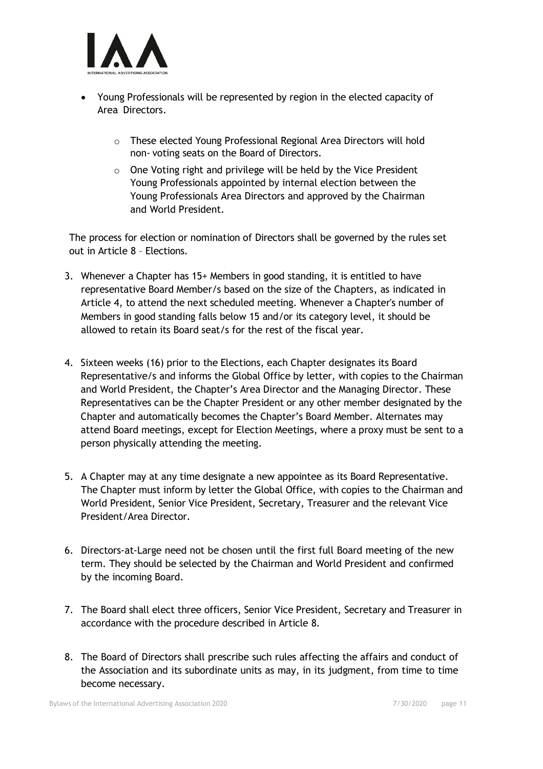- Young Professionals will be represented by region in the elected capacity of Area Directors.
    - These elected Young Professional Regional Area Directors will hold non- voting seats on the Board of Directors.
    - One Voting right and privilege will be held by the Vice President Young Professionals appointed by internal election between the Young Professionals Area Directors and approved by the Chairman and World President.

The process for election or nomination of Directors shall be governed by the rules set out in Article 8 – Elections.

3. Whenever a Chapter has 15+ Members in good standing, it is entitled to have representative Board Member/s based on the size of the Chapters, as indicated in Article 4, to attend the next scheduled meeting. Whenever a Chapter's number of Members in good standing falls below 15 and/or its category level, it should be allowed to retain its Board seat/s for the rest of the fiscal year.

4. Sixteen weeks (16) prior to the Elections, each Chapter designates its Board Representative/s and informs the Global Office by letter, with copies to the Chairman and World President, the Chapter's Area Director and the Managing Director. These Representatives can be the Chapter President or any other member designated by the Chapter and automatically becomes the Chapter's Board Member. Alternates may attend Board meetings, except for Election Meetings, where a proxy must be sent to a person physically attending the meeting.

5. A Chapter may at any time designate a new appointee as its Board Representative. The Chapter must inform by letter the Global Office, with copies to the Chairman and World President, Senior Vice President, Secretary, Treasurer and the relevant Vice President/Area Director.

6. Directors-at-Large need not be chosen until the first full Board meeting of the new term. They should be selected by the Chairman and World President and confirmed by the incoming Board.

7. The Board shall elect three officers, Senior Vice President, Secretary and Treasurer in accordance with the procedure described in Article 8.

8. The Board of Directors shall prescribe such rules affecting the affairs and conduct of the Association and its subordinate units as may, in its judgment, from time to time become necessary.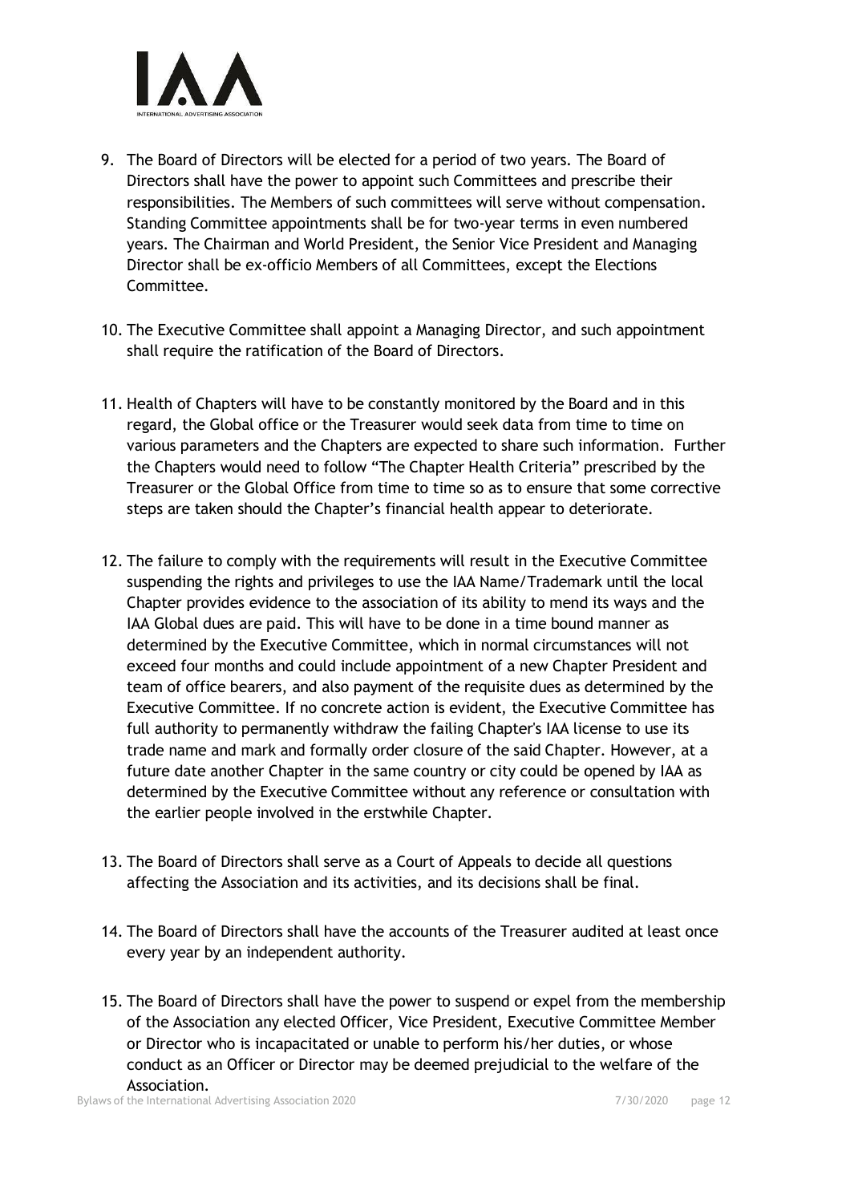9. The Board of Directors will be elected for a period of two years. The Board of Directors shall have the power to appoint such Committees and prescribe their responsibilities. The Members of such committees will serve without compensation. Standing Committee appointments shall be for two-year terms in even numbered years. The Chairman and World President, the Senior Vice President and Managing Director shall be ex-officio Members of all Committees, except the Elections Committee.

10. The Executive Committee shall appoint a Managing Director, and such appointment shall require the ratification of the Board of Directors.

11. Health of Chapters will have to be constantly monitored by the Board and in this regard, the Global office or the Treasurer would seek data from time to time on various parameters and the Chapters are expected to share such information. Further the Chapters would need to follow "The Chapter Health Criteria" prescribed by the Treasurer or the Global Office from time to time so as to ensure that some corrective steps are taken should the Chapter's financial health appear to deteriorate.

12. The failure to comply with the requirements will result in the Executive Committee suspending the rights and privileges to use the IAA Name/Trademark until the local Chapter provides evidence to the association of its ability to mend its ways and the IAA Global dues are paid. This will have to be done in a time bound manner as determined by the Executive Committee, which in normal circumstances will not exceed four months and could include appointment of a new Chapter President and team of office bearers, and also payment of the requisite dues as determined by the Executive Committee. If no concrete action is evident, the Executive Committee has full authority to permanently withdraw the failing Chapter's IAA license to use its trade name and mark and formally order closure of the said Chapter. However, at a future date another Chapter in the same country or city could be opened by IAA as determined by the Executive Committee without any reference or consultation with the earlier people involved in the erstwhile Chapter.

13. The Board of Directors shall serve as a Court of Appeals to decide all questions affecting the Association and its activities, and its decisions shall be final.

14. The Board of Directors shall have the accounts of the Treasurer audited at least once every year by an independent authority.

15. The Board of Directors shall have the power to suspend or expel from the membership of the Association any elected Officer, Vice President, Executive Committee Member or Director who is incapacitated or unable to perform his/her duties, or whose conduct as an Officer or Director may be deemed prejudicial to the welfare of the Association.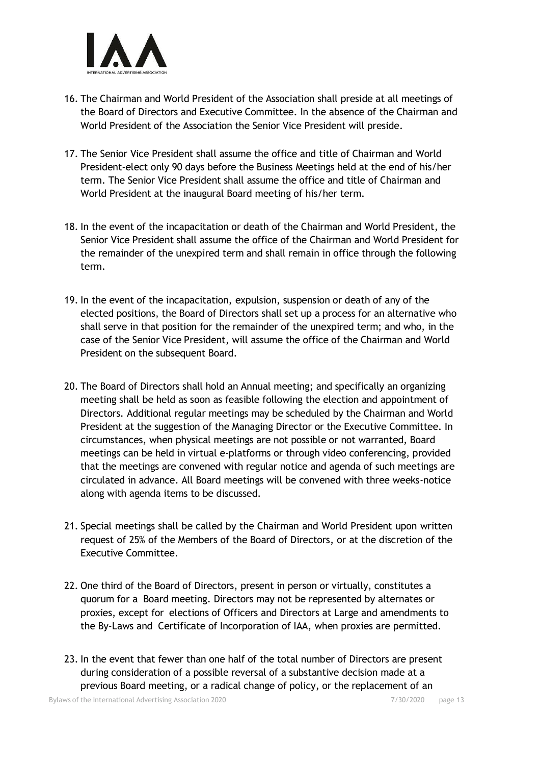16. The Chairman and World President of the Association shall preside at all meetings of the Board of Directors and Executive Committee. In the absence of the Chairman and World President of the Association the Senior Vice President will preside.

17. The Senior Vice President shall assume the office and title of Chairman and World President-elect only 90 days before the Business Meetings held at the end of his/her term. The Senior Vice President shall assume the office and title of Chairman and World President at the inaugural Board meeting of his/her term.

18. In the event of the incapacitation or death of the Chairman and World President, the Senior Vice President shall assume the office of the Chairman and World President for the remainder of the unexpired term and shall remain in office through the following term.

19. In the event of the incapacitation, expulsion, suspension or death of any of the elected positions, the Board of Directors shall set up a process for an alternative who shall serve in that position for the remainder of the unexpired term; and who, in the case of the Senior Vice President, will assume the office of the Chairman and World President on the subsequent Board.

20. The Board of Directors shall hold an Annual meeting; and specifically an organizing meeting shall be held as soon as feasible following the election and appointment of Directors. Additional regular meetings may be scheduled by the Chairman and World President at the suggestion of the Managing Director or the Executive Committee. In circumstances, when physical meetings are not possible or not warranted, Board meetings can be held in virtual e-platforms or through video conferencing, provided that the meetings are convened with regular notice and agenda of such meetings are circulated in advance. All Board meetings will be convened with three weeks-notice along with agenda items to be discussed.

21. Special meetings shall be called by the Chairman and World President upon written request of 25% of the Members of the Board of Directors, or at the discretion of the Executive Committee.

22. One third of the Board of Directors, present in person or virtually, constitutes a quorum for a Board meeting. Directors may not be represented by alternates or proxies, except for elections of Officers and Directors at Large and amendments to the By-Laws and Certificate of Incorporation of IAA, when proxies are permitted.

23. In the event that fewer than one half of the total number of Directors are present during consideration of a possible reversal of a substantive decision made at a previous Board meeting, or a radical change of policy, or the replacement of an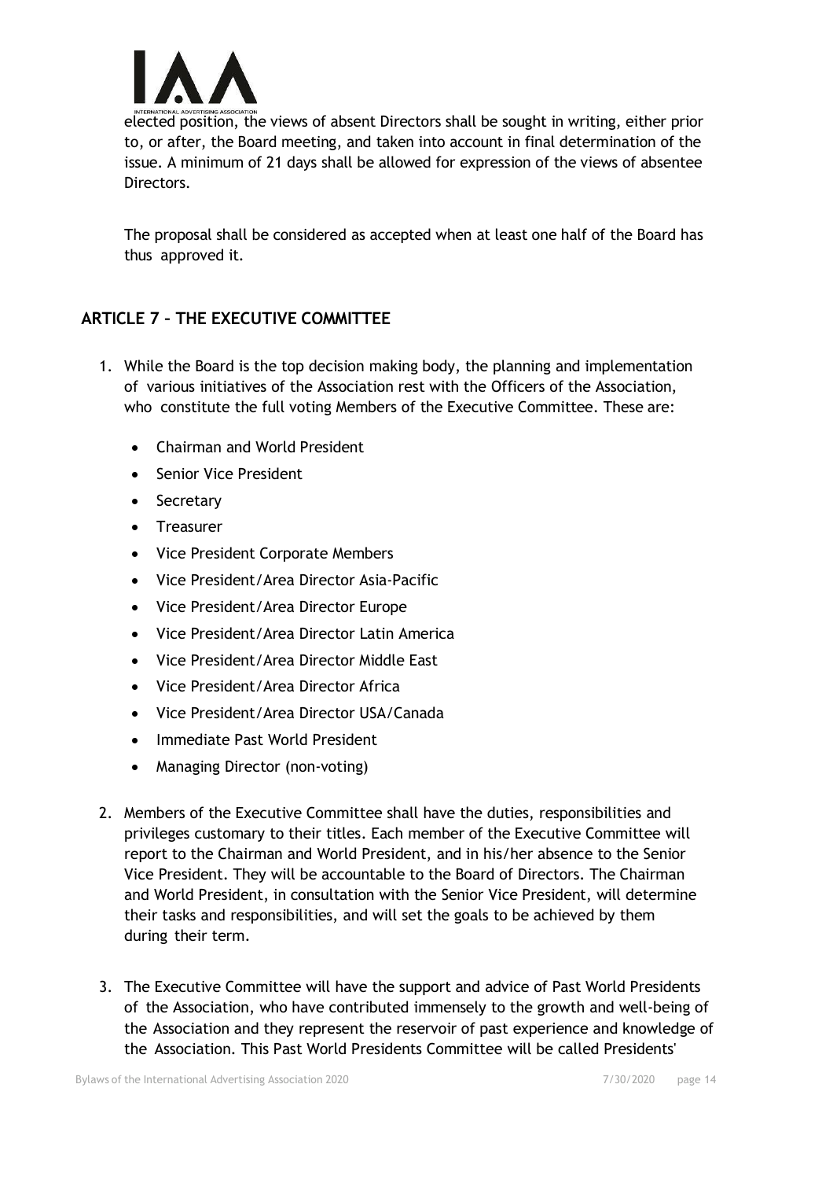elected position, the views of absent Directors shall be sought in writing, either prior to, or after, the Board meeting, and taken into account in final determination of the issue. A minimum of 21 days shall be allowed for expression of the views of absentee Directors.

The proposal shall be considered as accepted when at least one half of the Board has thus approved it.

## ARTICLE 7 – THE EXECUTIVE COMMITTEE

1. While the Board is the top decision making body, the planning and implementation of various initiatives of the Association rest with the Officers of the Association, who constitute the full voting Members of the Executive Committee. These are:
   - Chairman and World President
   - Senior Vice President
   - Secretary
   - Treasurer
   - Vice President Corporate Members
   - Vice President/Area Director Asia-Pacific
   - Vice President/Area Director Europe
   - Vice President/Area Director Latin America
   - Vice President/Area Director Middle East
   - Vice President/Area Director Africa
   - Vice President/Area Director USA/Canada
   - Immediate Past World President
   - Managing Director (non-voting)
2. Members of the Executive Committee shall have the duties, responsibilities and privileges customary to their titles. Each member of the Executive Committee will report to the Chairman and World President, and in his/her absence to the Senior Vice President. They will be accountable to the Board of Directors. The Chairman and World President, in consultation with the Senior Vice President, will determine their tasks and responsibilities, and will set the goals to be achieved by them during their term.
3. The Executive Committee will have the support and advice of Past World Presidents of the Association, who have contributed immensely to the growth and well-being of the Association and they represent the reservoir of past experience and knowledge of the Association. This Past World Presidents Committee will be called Presidents'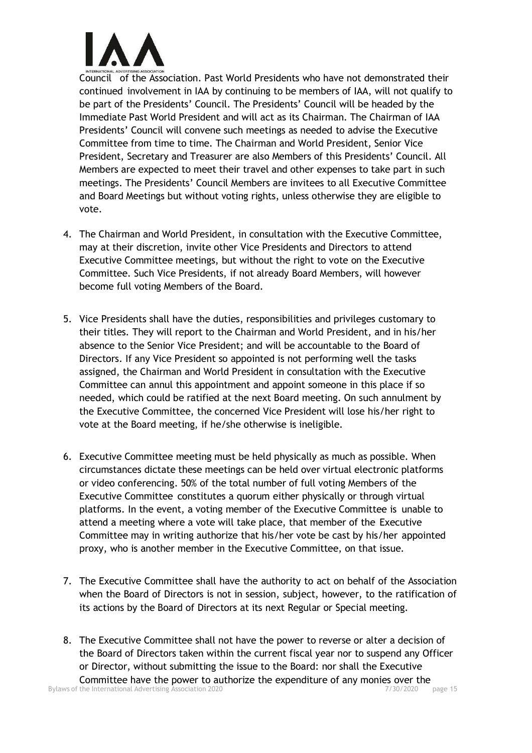Council of the Association. Past World Presidents who have not demonstrated their continued involvement in IAA by continuing to be members of IAA, will not qualify to be part of the Presidents' Council. The Presidents' Council will be headed by the Immediate Past World President and will act as its Chairman. The Chairman of IAA Presidents' Council will convene such meetings as needed to advise the Executive Committee from time to time. The Chairman and World President, Senior Vice President, Secretary and Treasurer are also Members of this Presidents' Council. All Members are expected to meet their travel and other expenses to take part in such meetings. The Presidents' Council Members are invitees to all Executive Committee and Board Meetings but without voting rights, unless otherwise they are eligible to vote.

4. The Chairman and World President, in consultation with the Executive Committee, may at their discretion, invite other Vice Presidents and Directors to attend Executive Committee meetings, but without the right to vote on the Executive Committee. Such Vice Presidents, if not already Board Members, will however become full voting Members of the Board.

5. Vice Presidents shall have the duties, responsibilities and privileges customary to their titles. They will report to the Chairman and World President, and in his/her absence to the Senior Vice President; and will be accountable to the Board of Directors. If any Vice President so appointed is not performing well the tasks assigned, the Chairman and World President in consultation with the Executive Committee can annul this appointment and appoint someone in this place if so needed, which could be ratified at the next Board meeting. On such annulment by the Executive Committee, the concerned Vice President will lose his/her right to vote at the Board meeting, if he/she otherwise is ineligible.

6. Executive Committee meeting must be held physically as much as possible. When circumstances dictate these meetings can be held over virtual electronic platforms or video conferencing. 50% of the total number of full voting Members of the Executive Committee constitutes a quorum either physically or through virtual platforms. In the event, a voting member of the Executive Committee is unable to attend a meeting where a vote will take place, that member of the Executive Committee may in writing authorize that his/her vote be cast by his/her appointed proxy, who is another member in the Executive Committee, on that issue.

7. The Executive Committee shall have the authority to act on behalf of the Association when the Board of Directors is not in session, subject, however, to the ratification of its actions by the Board of Directors at its next Regular or Special meeting.

8. The Executive Committee shall not have the power to reverse or alter a decision of the Board of Directors taken within the current fiscal year nor to suspend any Officer or Director, without submitting the issue to the Board: nor shall the Executive Committee have the power to authorize the expenditure of any monies over the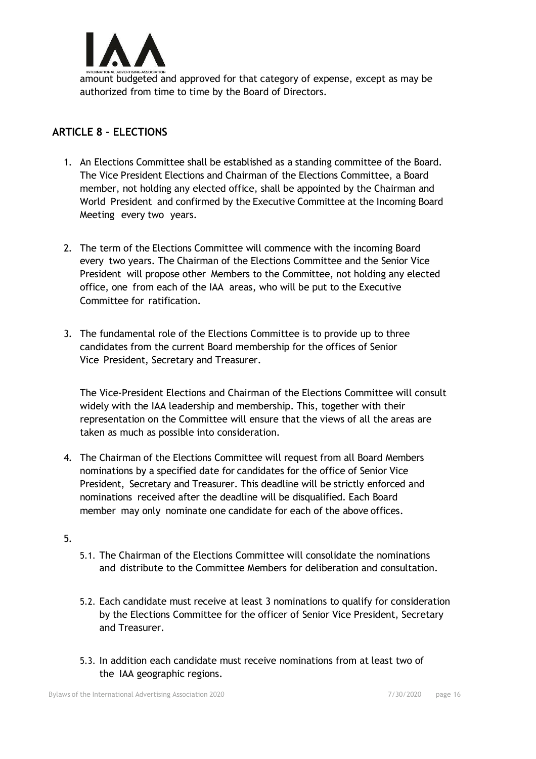amount budgeted and approved for that category of expense, except as may be authorized from time to time by the Board of Directors.

## ARTICLE 8 – ELECTIONS

1. An Elections Committee shall be established as a standing committee of the Board. The Vice President Elections and Chairman of the Elections Committee, a Board member, not holding any elected office, shall be appointed by the Chairman and World President and confirmed by the Executive Committee at the Incoming Board Meeting every two years.

2. The term of the Elections Committee will commence with the incoming Board every two years. The Chairman of the Elections Committee and the Senior Vice President will propose other Members to the Committee, not holding any elected office, one from each of the IAA areas, who will be put to the Executive Committee for ratification.

3. The fundamental role of the Elections Committee is to provide up to three candidates from the current Board membership for the offices of Senior Vice President, Secretary and Treasurer.

   The Vice-President Elections and Chairman of the Elections Committee will consult widely with the IAA leadership and membership. This, together with their representation on the Committee will ensure that the views of all the areas are taken as much as possible into consideration.

4. The Chairman of the Elections Committee will request from all Board Members nominations by a specified date for candidates for the office of Senior Vice President, Secretary and Treasurer. This deadline will be strictly enforced and nominations received after the deadline will be disqualified. Each Board member may only nominate one candidate for each of the above offices.

5.
   - 5.1. The Chairman of the Elections Committee will consolidate the nominations and distribute to the Committee Members for deliberation and consultation.

   - 5.2. Each candidate must receive at least 3 nominations to qualify for consideration by the Elections Committee for the officer of Senior Vice President, Secretary and Treasurer.

   - 5.3. In addition each candidate must receive nominations from at least two of the IAA geographic regions.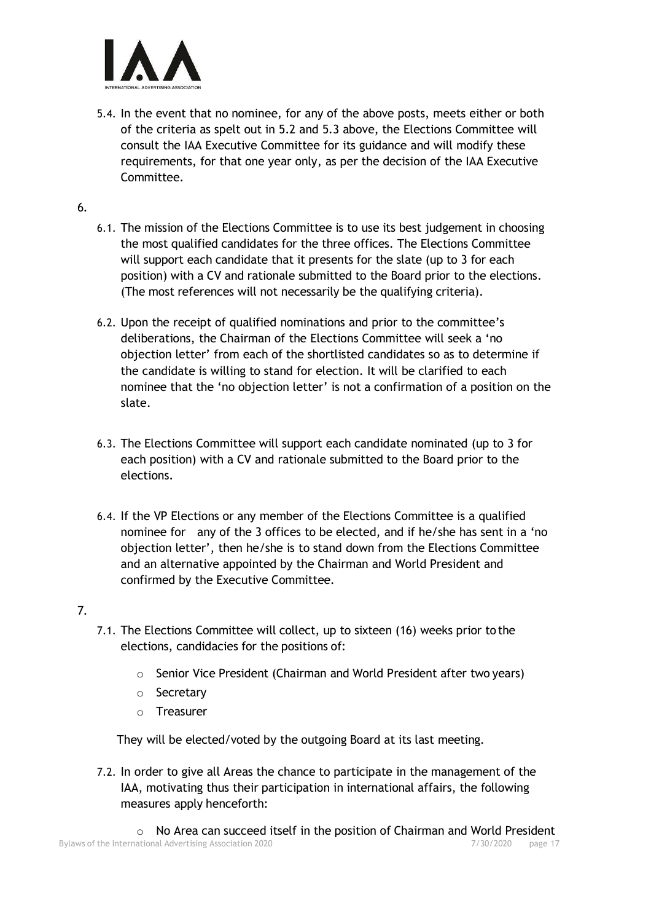5.4. In the event that no nominee, for any of the above posts, meets either or both of the criteria as spelt out in 5.2 and 5.3 above, the Elections Committee will consult the IAA Executive Committee for its guidance and will modify these requirements, for that one year only, as per the decision of the IAA Executive Committee.

6.

6.1. The mission of the Elections Committee is to use its best judgement in choosing the most qualified candidates for the three offices. The Elections Committee will support each candidate that it presents for the slate (up to 3 for each position) with a CV and rationale submitted to the Board prior to the elections. (The most references will not necessarily be the qualifying criteria).

6.2. Upon the receipt of qualified nominations and prior to the committee's deliberations, the Chairman of the Elections Committee will seek a 'no objection letter' from each of the shortlisted candidates so as to determine if the candidate is willing to stand for election. It will be clarified to each nominee that the 'no objection letter' is not a confirmation of a position on the slate.

6.3. The Elections Committee will support each candidate nominated (up to 3 for each position) with a CV and rationale submitted to the Board prior to the elections.

6.4. If the VP Elections or any member of the Elections Committee is a qualified nominee for any of the 3 offices to be elected, and if he/she has sent in a 'no objection letter', then he/she is to stand down from the Elections Committee and an alternative appointed by the Chairman and World President and confirmed by the Executive Committee.

7.

7.1. The Elections Committee will collect, up to sixteen (16) weeks prior to the elections, candidacies for the positions of:

- Senior Vice President (Chairman and World President after two years)
- Secretary
- Treasurer

They will be elected/voted by the outgoing Board at its last meeting.

7.2. In order to give all Areas the chance to participate in the management of the IAA, motivating thus their participation in international affairs, the following measures apply henceforth:

- No Area can succeed itself in the position of Chairman and World President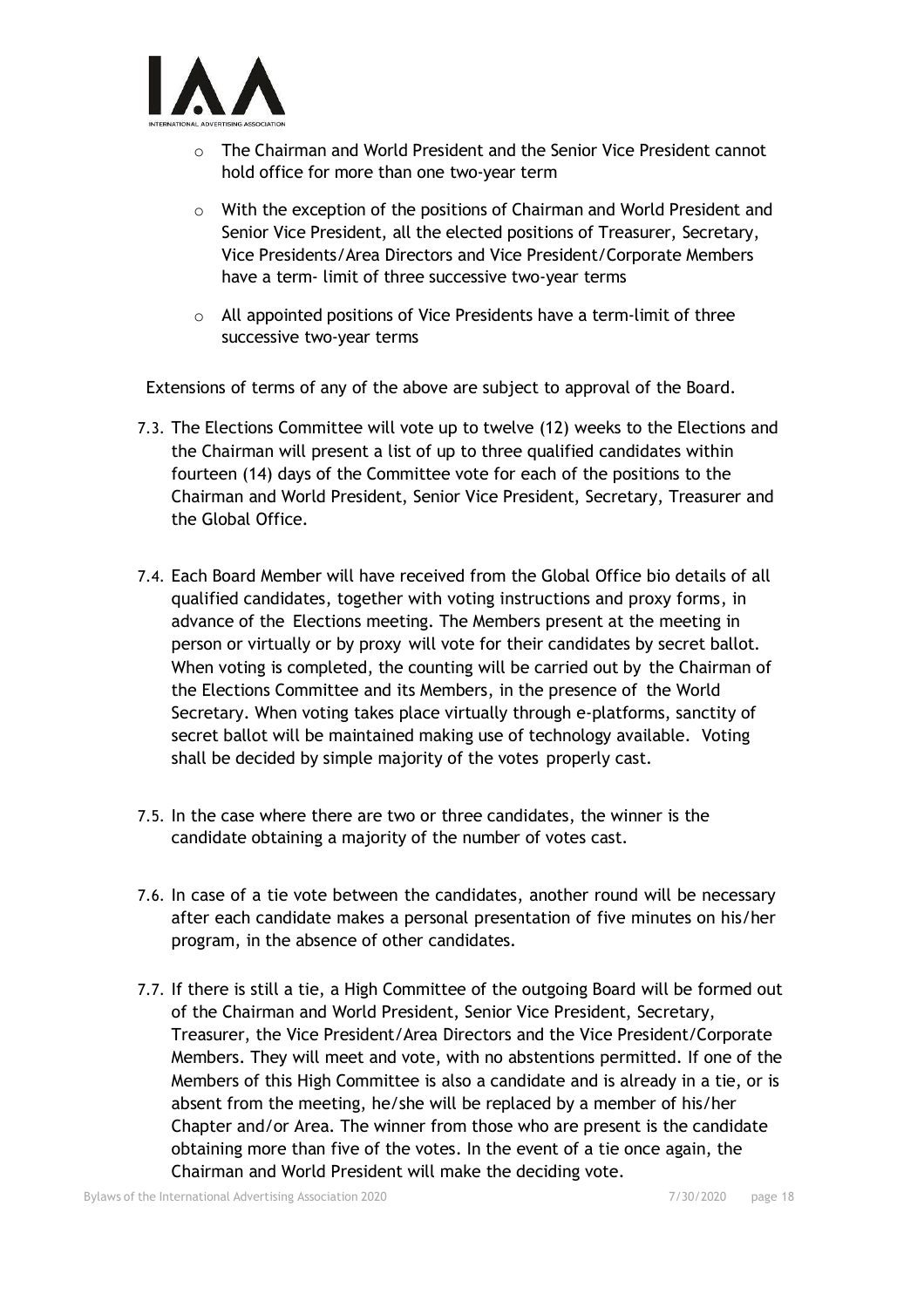- The Chairman and World President and the Senior Vice President cannot hold office for more than one two-year term
- With the exception of the positions of Chairman and World President and Senior Vice President, all the elected positions of Treasurer, Secretary, Vice Presidents/Area Directors and Vice President/Corporate Members have a term- limit of three successive two-year terms
- All appointed positions of Vice Presidents have a term-limit of three successive two-year terms

Extensions of terms of any of the above are subject to approval of the Board.

7.3. The Elections Committee will vote up to twelve (12) weeks to the Elections and the Chairman will present a list of up to three qualified candidates within fourteen (14) days of the Committee vote for each of the positions to the Chairman and World President, Senior Vice President, Secretary, Treasurer and the Global Office.

7.4. Each Board Member will have received from the Global Office bio details of all qualified candidates, together with voting instructions and proxy forms, in advance of the Elections meeting. The Members present at the meeting in person or virtually or by proxy will vote for their candidates by secret ballot. When voting is completed, the counting will be carried out by the Chairman of the Elections Committee and its Members, in the presence of the World Secretary. When voting takes place virtually through e-platforms, sanctity of secret ballot will be maintained making use of technology available. Voting shall be decided by simple majority of the votes properly cast.

7.5. In the case where there are two or three candidates, the winner is the candidate obtaining a majority of the number of votes cast.

7.6. In case of a tie vote between the candidates, another round will be necessary after each candidate makes a personal presentation of five minutes on his/her program, in the absence of other candidates.

7.7. If there is still a tie, a High Committee of the outgoing Board will be formed out of the Chairman and World President, Senior Vice President, Secretary, Treasurer, the Vice President/Area Directors and the Vice President/Corporate Members. They will meet and vote, with no abstentions permitted. If one of the Members of this High Committee is also a candidate and is already in a tie, or is absent from the meeting, he/she will be replaced by a member of his/her Chapter and/or Area. The winner from those who are present is the candidate obtaining more than five of the votes. In the event of a tie once again, the Chairman and World President will make the deciding vote.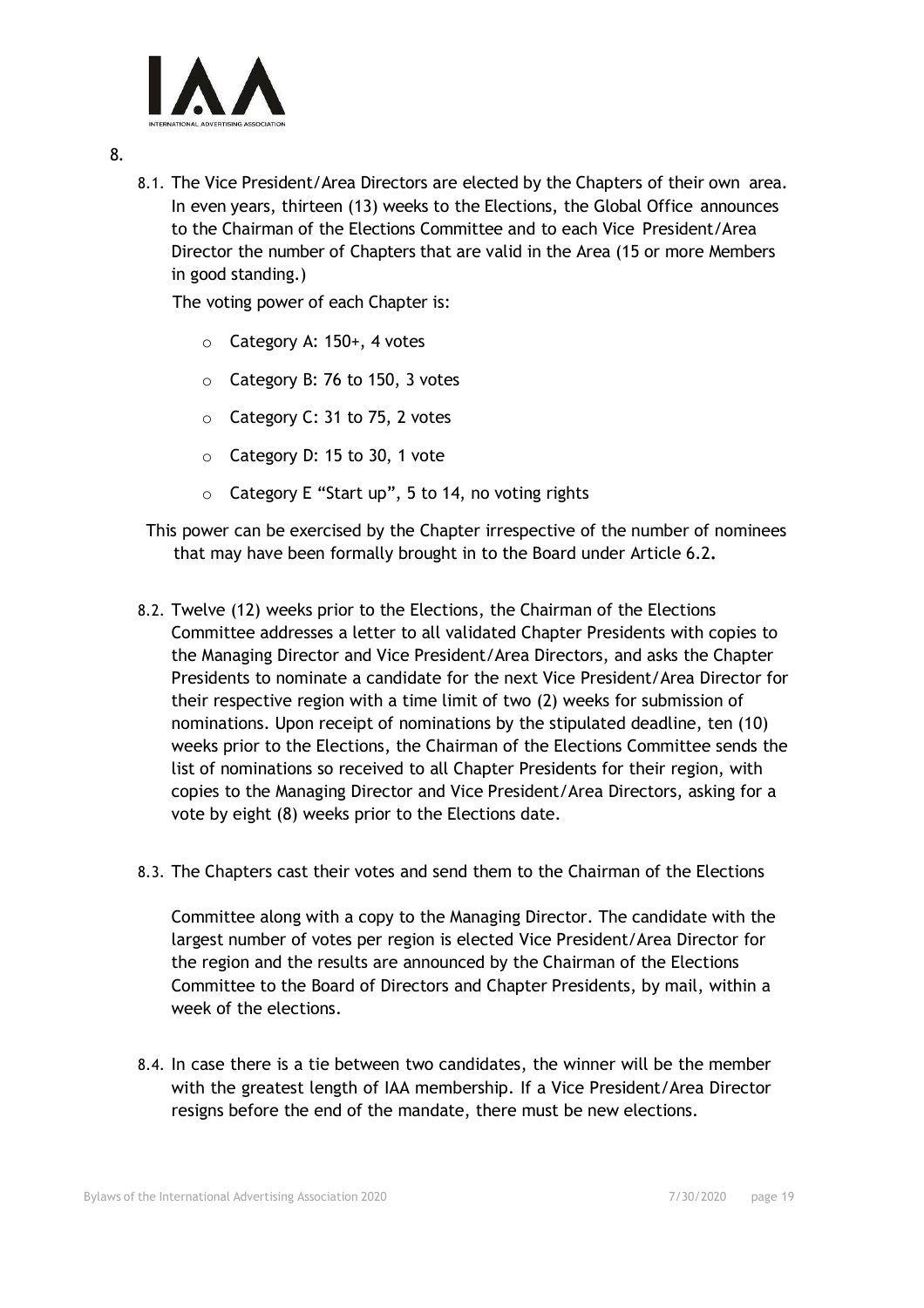8.

8.1. The Vice President/Area Directors are elected by the Chapters of their own area. In even years, thirteen (13) weeks to the Elections, the Global Office announces to the Chairman of the Elections Committee and to each Vice President/Area Director the number of Chapters that are valid in the Area (15 or more Members in good standing.)

The voting power of each Chapter is:

- Category A: 150+, 4 votes
- Category B: 76 to 150, 3 votes
- Category C: 31 to 75, 2 votes
- Category D: 15 to 30, 1 vote
- Category E "Start up", 5 to 14, no voting rights

This power can be exercised by the Chapter irrespective of the number of nominees that may have been formally brought in to the Board under Article 6.2**.**

8.2. Twelve (12) weeks prior to the Elections, the Chairman of the Elections Committee addresses a letter to all validated Chapter Presidents with copies to the Managing Director and Vice President/Area Directors, and asks the Chapter Presidents to nominate a candidate for the next Vice President/Area Director for their respective region with a time limit of two (2) weeks for submission of nominations. Upon receipt of nominations by the stipulated deadline, ten (10) weeks prior to the Elections, the Chairman of the Elections Committee sends the list of nominations so received to all Chapter Presidents for their region, with copies to the Managing Director and Vice President/Area Directors, asking for a vote by eight (8) weeks prior to the Elections date.

8.3. The Chapters cast their votes and send them to the Chairman of the Elections

Committee along with a copy to the Managing Director. The candidate with the largest number of votes per region is elected Vice President/Area Director for the region and the results are announced by the Chairman of the Elections Committee to the Board of Directors and Chapter Presidents, by mail, within a week of the elections.

8.4. In case there is a tie between two candidates, the winner will be the member with the greatest length of IAA membership. If a Vice President/Area Director resigns before the end of the mandate, there must be new elections.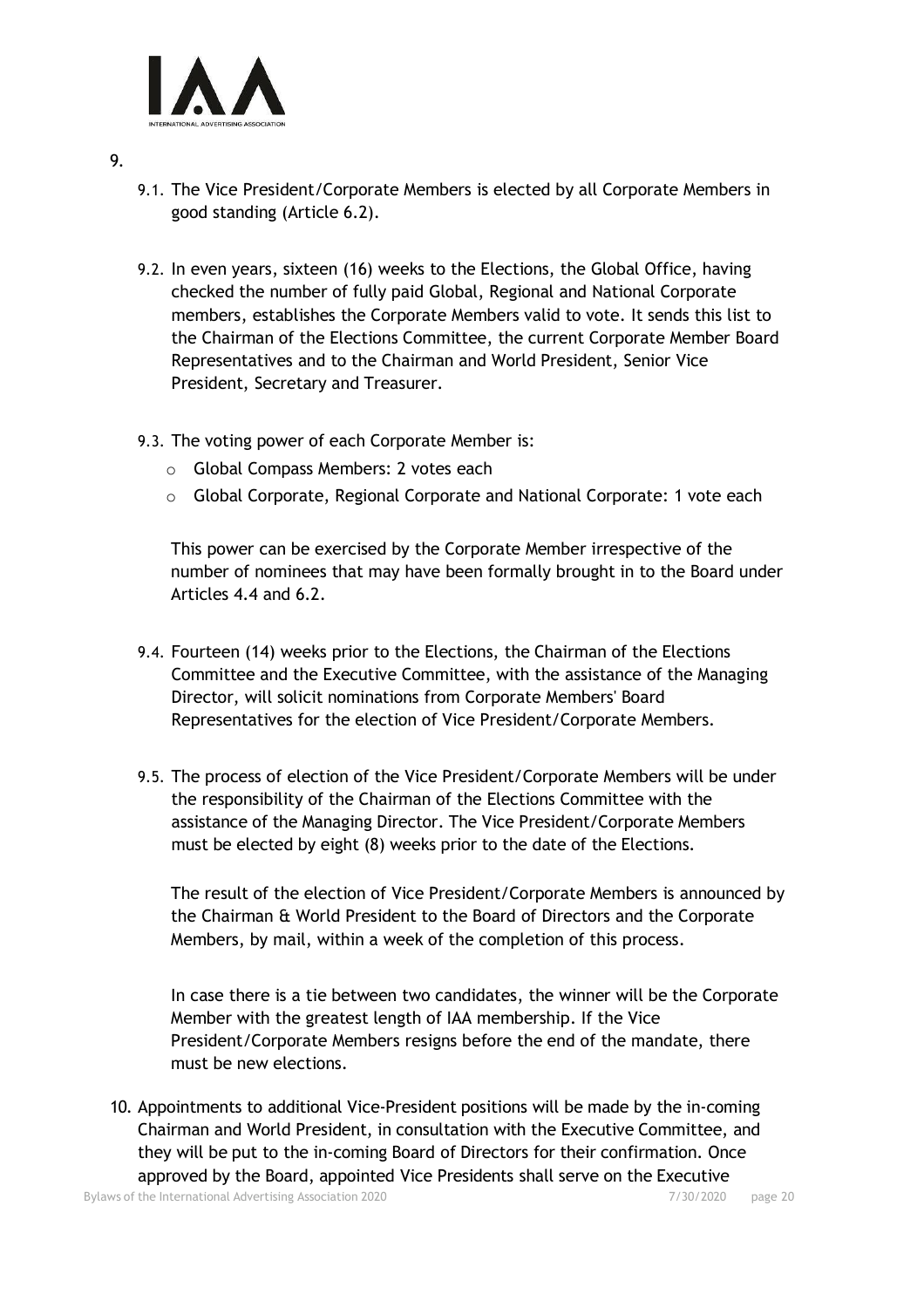9.

9.1. The Vice President/Corporate Members is elected by all Corporate Members in good standing (Article 6.2).

9.2. In even years, sixteen (16) weeks to the Elections, the Global Office, having checked the number of fully paid Global, Regional and National Corporate members, establishes the Corporate Members valid to vote. It sends this list to the Chairman of the Elections Committee, the current Corporate Member Board Representatives and to the Chairman and World President, Senior Vice President, Secretary and Treasurer.

9.3. The voting power of each Corporate Member is:

- Global Compass Members: 2 votes each
- Global Corporate, Regional Corporate and National Corporate: 1 vote each

This power can be exercised by the Corporate Member irrespective of the number of nominees that may have been formally brought in to the Board under Articles 4.4 and 6.2.

9.4. Fourteen (14) weeks prior to the Elections, the Chairman of the Elections Committee and the Executive Committee, with the assistance of the Managing Director, will solicit nominations from Corporate Members' Board Representatives for the election of Vice President/Corporate Members.

9.5. The process of election of the Vice President/Corporate Members will be under the responsibility of the Chairman of the Elections Committee with the assistance of the Managing Director. The Vice President/Corporate Members must be elected by eight (8) weeks prior to the date of the Elections.

The result of the election of Vice President/Corporate Members is announced by the Chairman & World President to the Board of Directors and the Corporate Members, by mail, within a week of the completion of this process.

In case there is a tie between two candidates, the winner will be the Corporate Member with the greatest length of IAA membership. If the Vice President/Corporate Members resigns before the end of the mandate, there must be new elections.

10. Appointments to additional Vice-President positions will be made by the in-coming Chairman and World President, in consultation with the Executive Committee, and they will be put to the in-coming Board of Directors for their confirmation. Once approved by the Board, appointed Vice Presidents shall serve on the Executive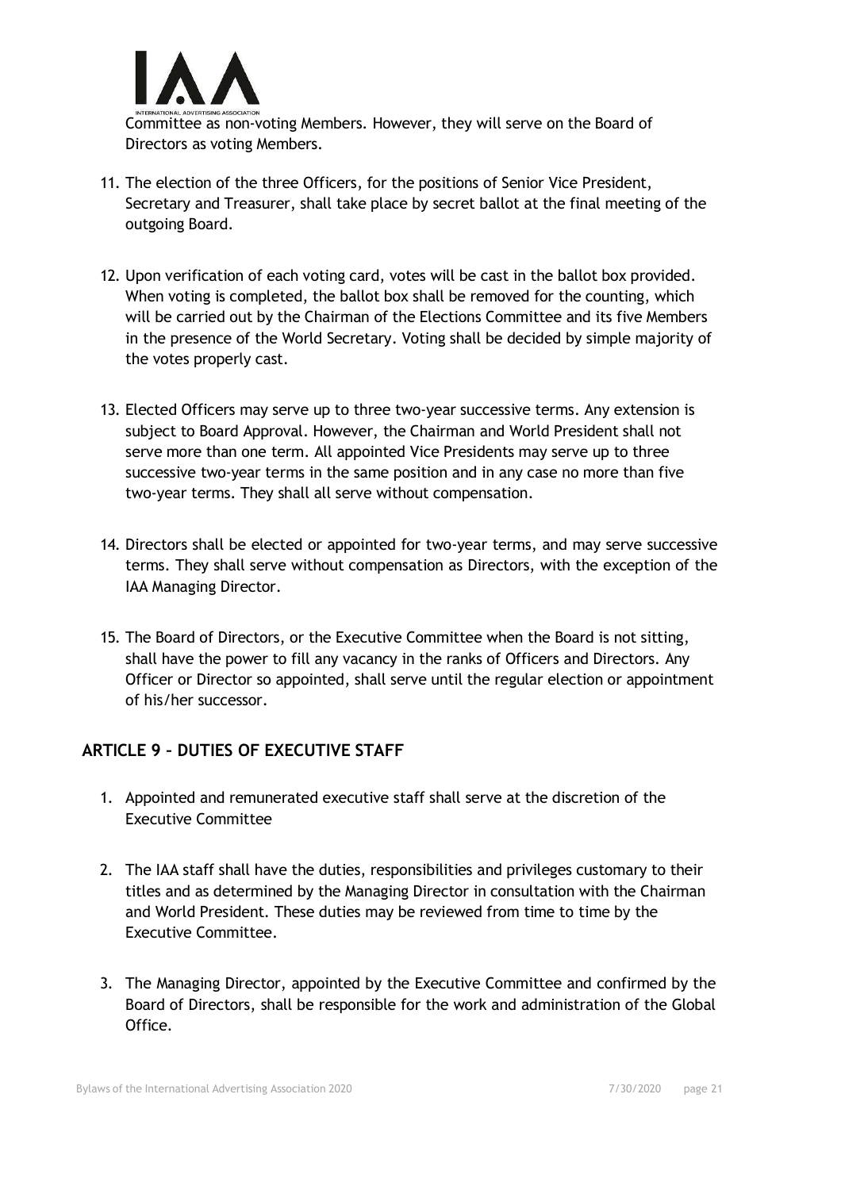Committee as non-voting Members. However, they will serve on the Board of Directors as voting Members.

11. The election of the three Officers, for the positions of Senior Vice President, Secretary and Treasurer, shall take place by secret ballot at the final meeting of the outgoing Board.

12. Upon verification of each voting card, votes will be cast in the ballot box provided. When voting is completed, the ballot box shall be removed for the counting, which will be carried out by the Chairman of the Elections Committee and its five Members in the presence of the World Secretary. Voting shall be decided by simple majority of the votes properly cast.

13. Elected Officers may serve up to three two-year successive terms. Any extension is subject to Board Approval. However, the Chairman and World President shall not serve more than one term. All appointed Vice Presidents may serve up to three successive two-year terms in the same position and in any case no more than five two-year terms. They shall all serve without compensation.

14. Directors shall be elected or appointed for two-year terms, and may serve successive terms. They shall serve without compensation as Directors, with the exception of the IAA Managing Director.

15. The Board of Directors, or the Executive Committee when the Board is not sitting, shall have the power to fill any vacancy in the ranks of Officers and Directors. Any Officer or Director so appointed, shall serve until the regular election or appointment of his/her successor.

## ARTICLE 9 – DUTIES OF EXECUTIVE STAFF

1. Appointed and remunerated executive staff shall serve at the discretion of the Executive Committee

2. The IAA staff shall have the duties, responsibilities and privileges customary to their titles and as determined by the Managing Director in consultation with the Chairman and World President. These duties may be reviewed from time to time by the Executive Committee.

3. The Managing Director, appointed by the Executive Committee and confirmed by the Board of Directors, shall be responsible for the work and administration of the Global Office.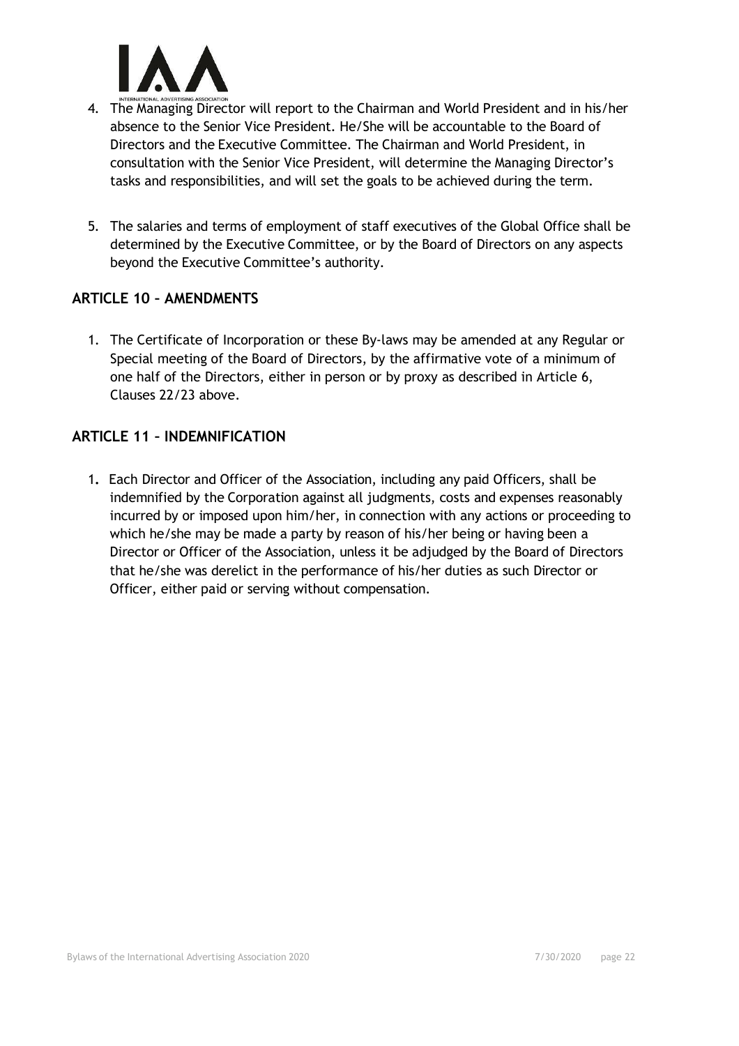4. The Managing Director will report to the Chairman and World President and in his/her absence to the Senior Vice President. He/She will be accountable to the Board of Directors and the Executive Committee. The Chairman and World President, in consultation with the Senior Vice President, will determine the Managing Director's tasks and responsibilities, and will set the goals to be achieved during the term.

5. The salaries and terms of employment of staff executives of the Global Office shall be determined by the Executive Committee, or by the Board of Directors on any aspects beyond the Executive Committee's authority.

## ARTICLE 10 – AMENDMENTS

1. The Certificate of Incorporation or these By-laws may be amended at any Regular or Special meeting of the Board of Directors, by the affirmative vote of a minimum of one half of the Directors, either in person or by proxy as described in Article 6, Clauses 22/23 above.

## ARTICLE 11 – INDEMNIFICATION

1. Each Director and Officer of the Association, including any paid Officers, shall be indemnified by the Corporation against all judgments, costs and expenses reasonably incurred by or imposed upon him/her, in connection with any actions or proceeding to which he/she may be made a party by reason of his/her being or having been a Director or Officer of the Association, unless it be adjudged by the Board of Directors that he/she was derelict in the performance of his/her duties as such Director or Officer, either paid or serving without compensation.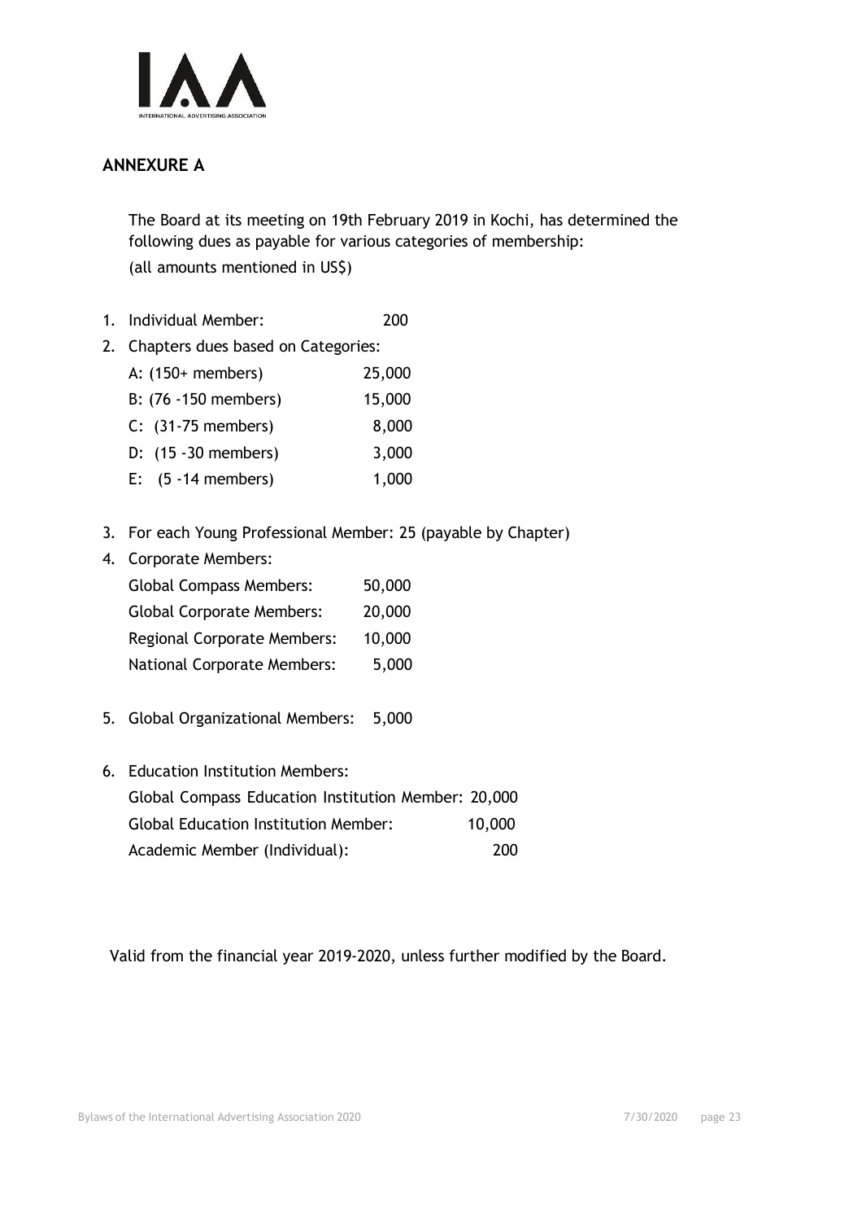## ANNEXURE A

The Board at its meeting on 19th February 2019 in Kochi, has determined the following dues as payable for various categories of membership:
(all amounts mentioned in US$)

1. Individual Member: 200
2. Chapters dues based on Categories:

| | |
|---|---|
| A: (150+ members) | 25,000 |
| B: (76 -150 members) | 15,000 |
| C: (31-75 members) | 8,000 |
| D: (15 -30 members) | 3,000 |
| E: (5 -14 members) | 1,000 |

3. For each Young Professional Member: 25 (payable by Chapter)
4. Corporate Members:

| | |
|---|---|
| Global Compass Members: | 50,000 |
| Global Corporate Members: | 20,000 |
| Regional Corporate Members: | 10,000 |
| National Corporate Members: | 5,000 |

5. Global Organizational Members: 5,000

6. Education Institution Members:

| | |
|---|---|
| Global Compass Education Institution Member: | 20,000 |
| Global Education Institution Member: | 10,000 |
| Academic Member (Individual): | 200 |

Valid from the financial year 2019-2020, unless further modified by the Board.